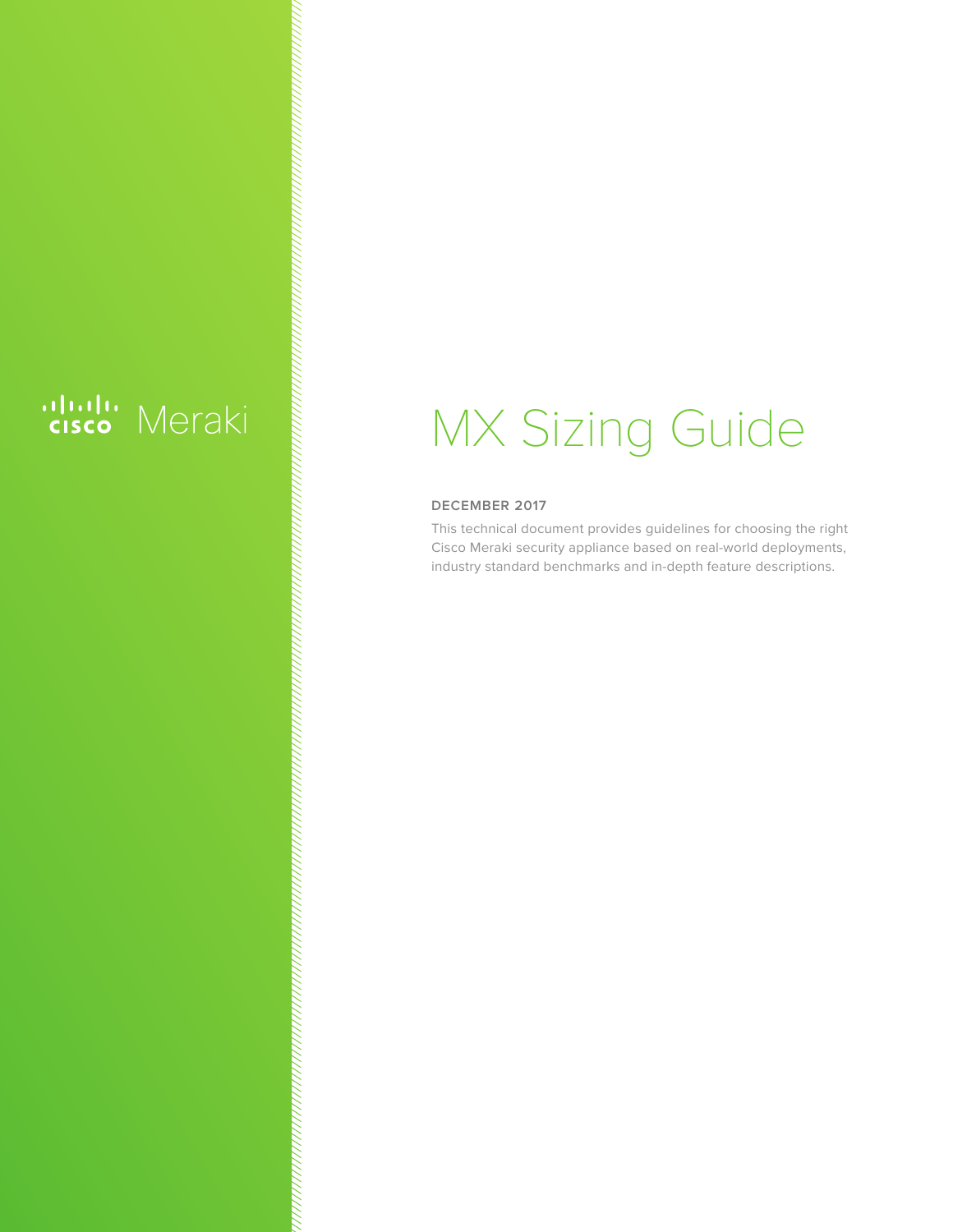cisco Meraki

# MX Sizing Guide

**DECEMBER 2017**

This technical document provides guidelines for choosing the right Cisco Meraki security appliance based on real-world deployments, industry standard benchmarks and in-depth feature descriptions.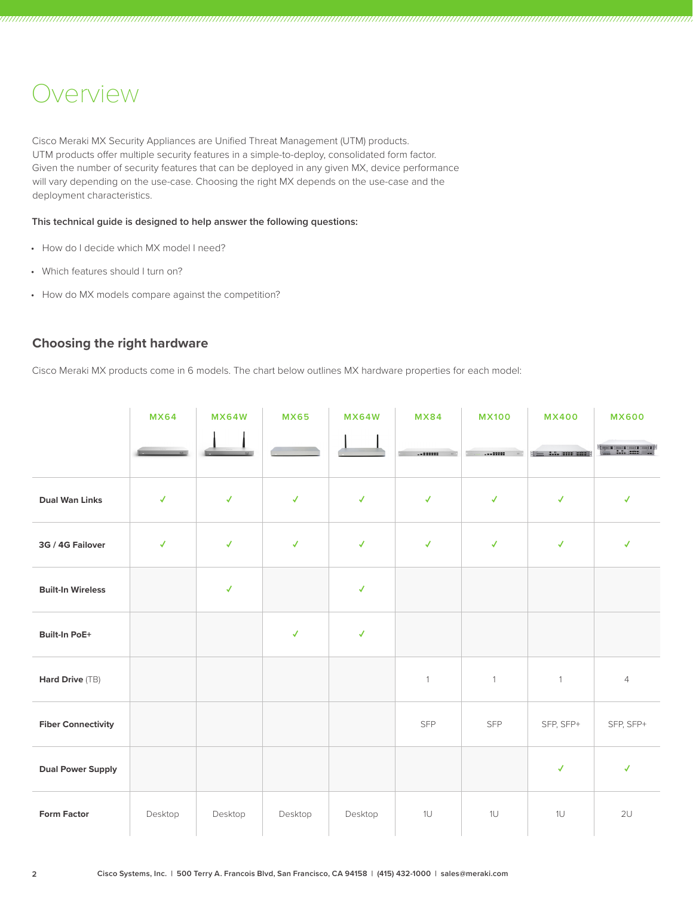# Overview

Cisco Meraki MX Security Appliances are Unified Threat Management (UTM) products. UTM products offer multiple security features in a simple-to-deploy, consolidated form factor. Given the number of security features that can be deployed in any given MX, device performance will vary depending on the use-case. Choosing the right MX depends on the use-case and the deployment characteristics.

**This technical guide is designed to help answer the following questions:**

- How do I decide which MX model I need?
- Which features should I turn on?
- How do MX models compare against the competition?

## Choosing the right hardware

Cisco Meraki MX products come in 6 models. The chart below outlines MX hardware properties for each model:

| | MX64 | MX64W | MX65 | MX64W | MX84 | MX100 | MX400 | MX600 |
|---|---|---|---|---|---|---|---|---|
| **Dual Wan Links** | ✓ | ✓ | ✓ | ✓ | ✓ | ✓ | ✓ | ✓ |
| **3G / 4G Failover** | ✓ | ✓ | ✓ | ✓ | ✓ | ✓ | ✓ | ✓ |
| **Built-In Wireless** | | ✓ | | ✓ | | | | |
| **Built-In PoE+** | | | ✓ | ✓ | | | | |
| **Hard Drive** (TB) | | | | | 1 | 1 | 1 | 4 |
| **Fiber Connectivity** | | | | | SFP | SFP | SFP, SFP+ | SFP, SFP+ |
| **Dual Power Supply** | | | | | | | ✓ | ✓ |
| **Form Factor** | Desktop | Desktop | Desktop | Desktop | 1U | 1U | 1U | 2U |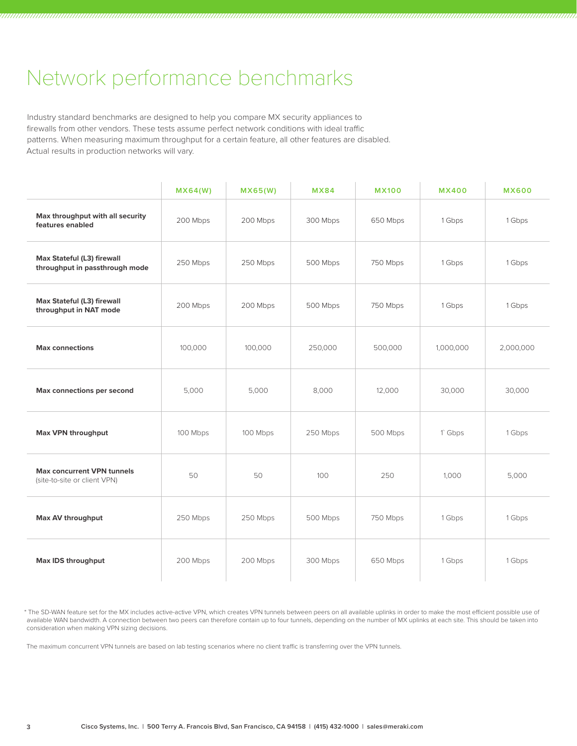# Network performance benchmarks

Industry standard benchmarks are designed to help you compare MX security appliances to firewalls from other vendors. These tests assume perfect network conditions with ideal traffic patterns. When measuring maximum throughput for a certain feature, all other features are disabled. Actual results in production networks will vary.

| | MX64(W) | MX65(W) | MX84 | MX100 | MX400 | MX600 |
|---|---|---|---|---|---|---|
| **Max throughput with all security features enabled** | 200 Mbps | 200 Mbps | 300 Mbps | 650 Mbps | 1 Gbps | 1 Gbps |
| **Max Stateful (L3) firewall throughput in passthrough mode** | 250 Mbps | 250 Mbps | 500 Mbps | 750 Mbps | 1 Gbps | 1 Gbps |
| **Max Stateful (L3) firewall throughput in NAT mode** | 200 Mbps | 200 Mbps | 500 Mbps | 750 Mbps | 1 Gbps | 1 Gbps |
| **Max connections** | 100,000 | 100,000 | 250,000 | 500,000 | 1,000,000 | 2,000,000 |
| **Max connections per second** | 5,000 | 5,000 | 8,000 | 12,000 | 30,000 | 30,000 |
| **Max VPN throughput** | 100 Mbps | 100 Mbps | 250 Mbps | 500 Mbps | 1` Gbps | 1 Gbps |
| **Max concurrent VPN tunnels** (site-to-site or client VPN) | 50 | 50 | 100 | 250 | 1,000 | 5,000 |
| **Max AV throughput** | 250 Mbps | 250 Mbps | 500 Mbps | 750 Mbps | 1 Gbps | 1 Gbps |
| **Max IDS throughput** | 200 Mbps | 200 Mbps | 300 Mbps | 650 Mbps | 1 Gbps | 1 Gbps |

* The SD-WAN feature set for the MX includes active-active VPN, which creates VPN tunnels between peers on all available uplinks in order to make the most efficient possible use of available WAN bandwidth. A connection between two peers can therefore contain up to four tunnels, depending on the number of MX uplinks at each site. This should be taken into consideration when making VPN sizing decisions.

The maximum concurrent VPN tunnels are based on lab testing scenarios where no client traffic is transferring over the VPN tunnels.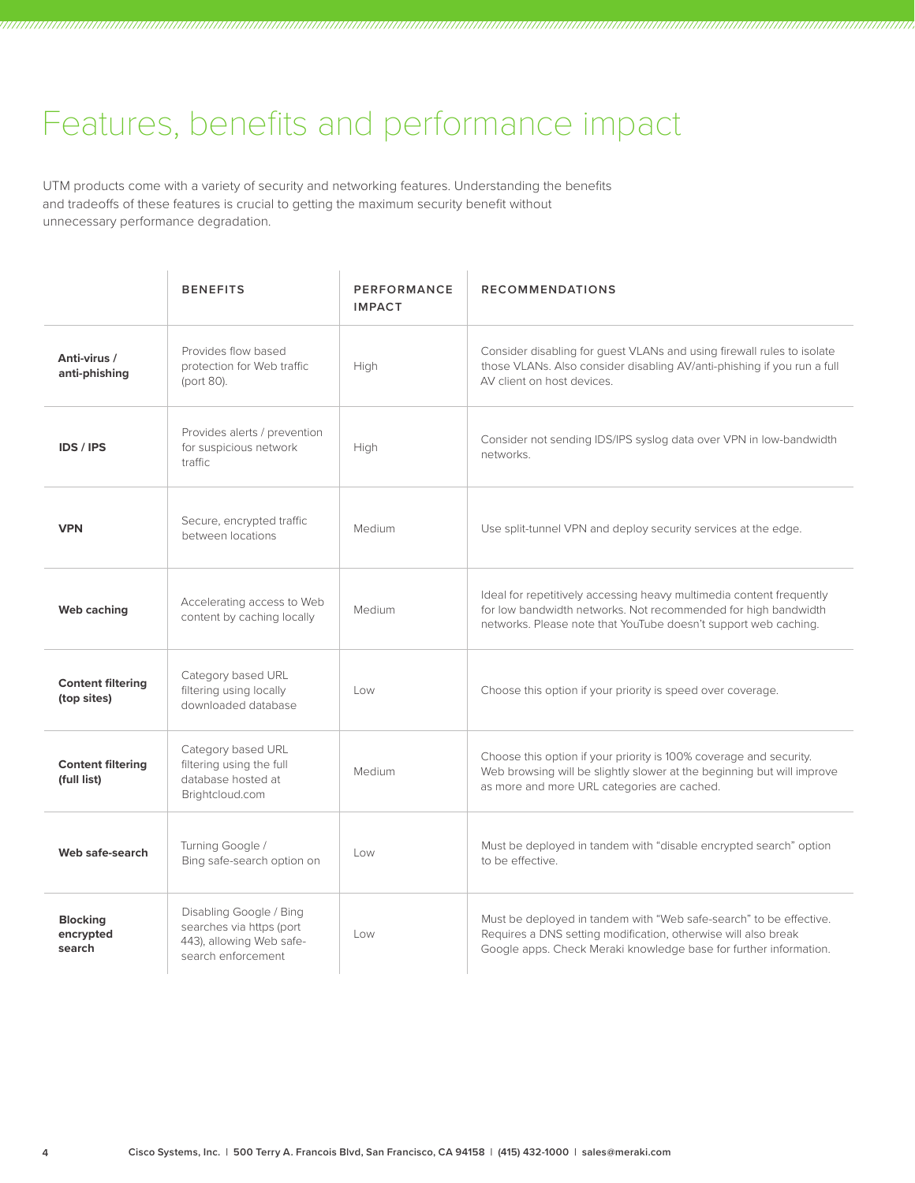# Features, benefits and performance impact

UTM products come with a variety of security and networking features. Understanding the benefits and tradeoffs of these features is crucial to getting the maximum security benefit without unnecessary performance degradation.

| | BENEFITS | PERFORMANCE IMPACT | RECOMMENDATIONS |
|---|---|---|---|
| **Anti-virus / anti-phishing** | Provides flow based protection for Web traffic (port 80). | High | Consider disabling for guest VLANs and using firewall rules to isolate those VLANs. Also consider disabling AV/anti-phishing if you run a full AV client on host devices. |
| **IDS / IPS** | Provides alerts / prevention for suspicious network traffic | High | Consider not sending IDS/IPS syslog data over VPN in low-bandwidth networks. |
| **VPN** | Secure, encrypted traffic between locations | Medium | Use split-tunnel VPN and deploy security services at the edge. |
| **Web caching** | Accelerating access to Web content by caching locally | Medium | Ideal for repetitively accessing heavy multimedia content frequently for low bandwidth networks. Not recommended for high bandwidth networks. Please note that YouTube doesn't support web caching. |
| **Content filtering (top sites)** | Category based URL filtering using locally downloaded database | Low | Choose this option if your priority is speed over coverage. |
| **Content filtering (full list)** | Category based URL filtering using the full database hosted at Brightcloud.com | Medium | Choose this option if your priority is 100% coverage and security. Web browsing will be slightly slower at the beginning but will improve as more and more URL categories are cached. |
| **Web safe-search** | Turning Google / Bing safe-search option on | Low | Must be deployed in tandem with "disable encrypted search" option to be effective. |
| **Blocking encrypted search** | Disabling Google / Bing searches via https (port 443), allowing Web safe-search enforcement | Low | Must be deployed in tandem with "Web safe-search" to be effective. Requires a DNS setting modification, otherwise will also break Google apps. Check Meraki knowledge base for further information. |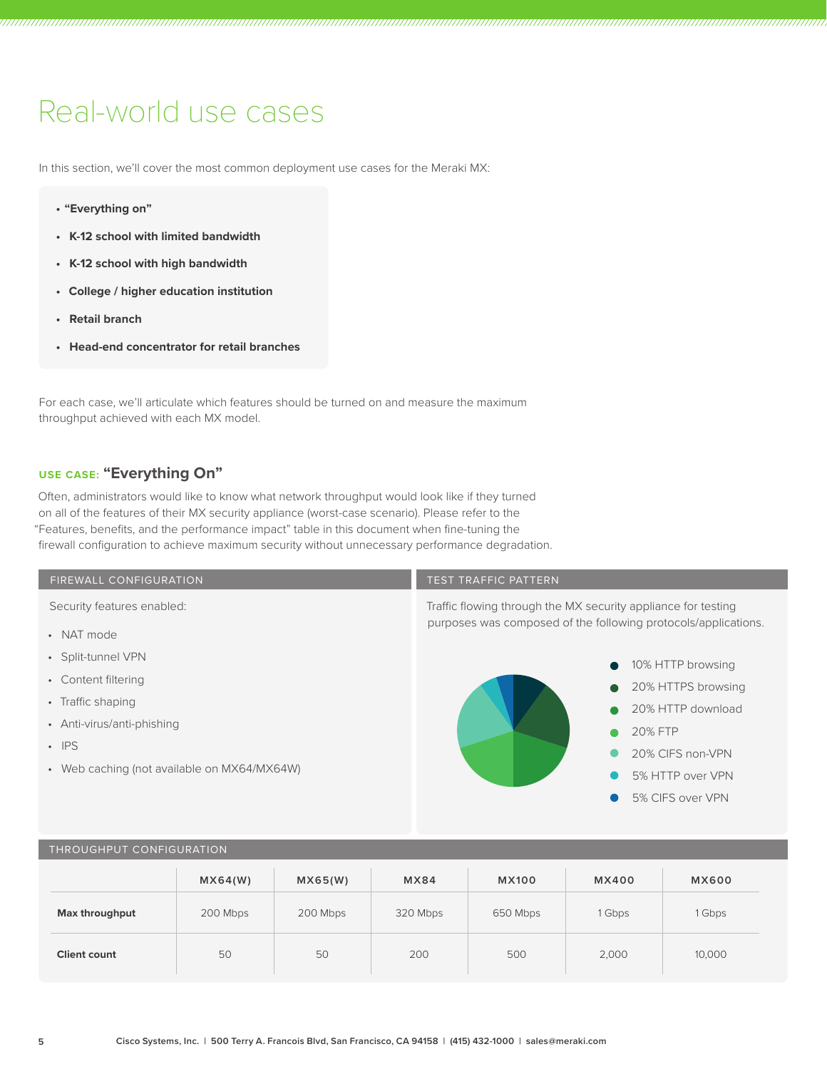# Real-world use cases

In this section, we'll cover the most common deployment use cases for the Meraki MX:

- **"Everything on"**
- **K-12 school with limited bandwidth**
- **K-12 school with high bandwidth**
- **College / higher education institution**
- **Retail branch**
- **Head-end concentrator for retail branches**

For each case, we'll articulate which features should be turned on and measure the maximum throughput achieved with each MX model.

## USE CASE: "Everything On"

Often, administrators would like to know what network throughput would look like if they turned on all of the features of their MX security appliance (worst-case scenario). Please refer to the "Features, benefits, and the performance impact" table in this document when fine-tuning the firewall configuration to achieve maximum security without unnecessary performance degradation.

### FIREWALL CONFIGURATION

Security features enabled:

- NAT mode
- Split-tunnel VPN
- Content filtering
- Traffic shaping
- Anti-virus/anti-phishing
- IPS
- Web caching (not available on MX64/MX64W)

### TEST TRAFFIC PATTERN

Traffic flowing through the MX security appliance for testing purposes was composed of the following protocols/applications.

- 10% HTTP browsing
- 20% HTTPS browsing
- 20% HTTP download
- 20% FTP
- 20% CIFS non-VPN
- 5% HTTP over VPN
- 5% CIFS over VPN

### THROUGHPUT CONFIGURATION

| | MX64(W) | MX65(W) | MX84 | MX100 | MX400 | MX600 |
|---|---|---|---|---|---|---|
| **Max throughput** | 200 Mbps | 200 Mbps | 320 Mbps | 650 Mbps | 1 Gbps | 1 Gbps |
| **Client count** | 50 | 50 | 200 | 500 | 2,000 | 10,000 |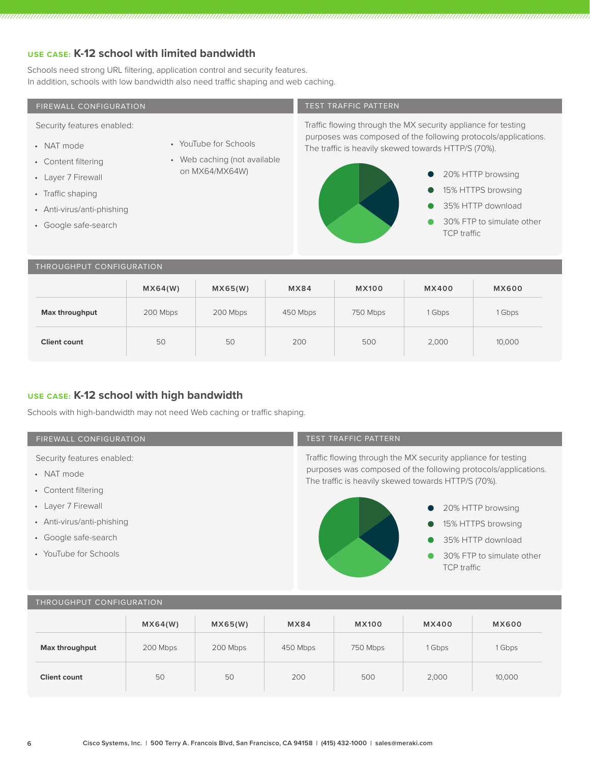## USE CASE: K-12 school with limited bandwidth

Schools need strong URL filtering, application control and security features.
In addition, schools with low bandwidth also need traffic shaping and web caching.

### FIREWALL CONFIGURATION

Security features enabled:

- NAT mode
- Content filtering
- Layer 7 Firewall
- Traffic shaping
- Anti-virus/anti-phishing
- Google safe-search
- YouTube for Schools
- Web caching (not available on MX64/MX64W)

### TEST TRAFFIC PATTERN

Traffic flowing through the MX security appliance for testing purposes was composed of the following protocols/applications. The traffic is heavily skewed towards HTTP/S (70%).

- 20% HTTP browsing
- 15% HTTPS browsing
- 35% HTTP download
- 30% FTP to simulate other TCP traffic

### THROUGHPUT CONFIGURATION

| | MX64(W) | MX65(W) | MX84 | MX100 | MX400 | MX600 |
|---|---|---|---|---|---|---|
| **Max throughput** | 200 Mbps | 200 Mbps | 450 Mbps | 750 Mbps | 1 Gbps | 1 Gbps |
| **Client count** | 50 | 50 | 200 | 500 | 2,000 | 10,000 |

## USE CASE: K-12 school with high bandwidth

Schools with high-bandwidth may not need Web caching or traffic shaping.

### FIREWALL CONFIGURATION

Security features enabled:

- NAT mode
- Content filtering
- Layer 7 Firewall
- Anti-virus/anti-phishing
- Google safe-search
- YouTube for Schools

### TEST TRAFFIC PATTERN

Traffic flowing through the MX security appliance for testing purposes was composed of the following protocols/applications. The traffic is heavily skewed towards HTTP/S (70%).

- 20% HTTP browsing
- 15% HTTPS browsing
- 35% HTTP download
- 30% FTP to simulate other TCP traffic

### THROUGHPUT CONFIGURATION

| | MX64(W) | MX65(W) | MX84 | MX100 | MX400 | MX600 |
|---|---|---|---|---|---|---|
| **Max throughput** | 200 Mbps | 200 Mbps | 450 Mbps | 750 Mbps | 1 Gbps | 1 Gbps |
| **Client count** | 50 | 50 | 200 | 500 | 2,000 | 10,000 |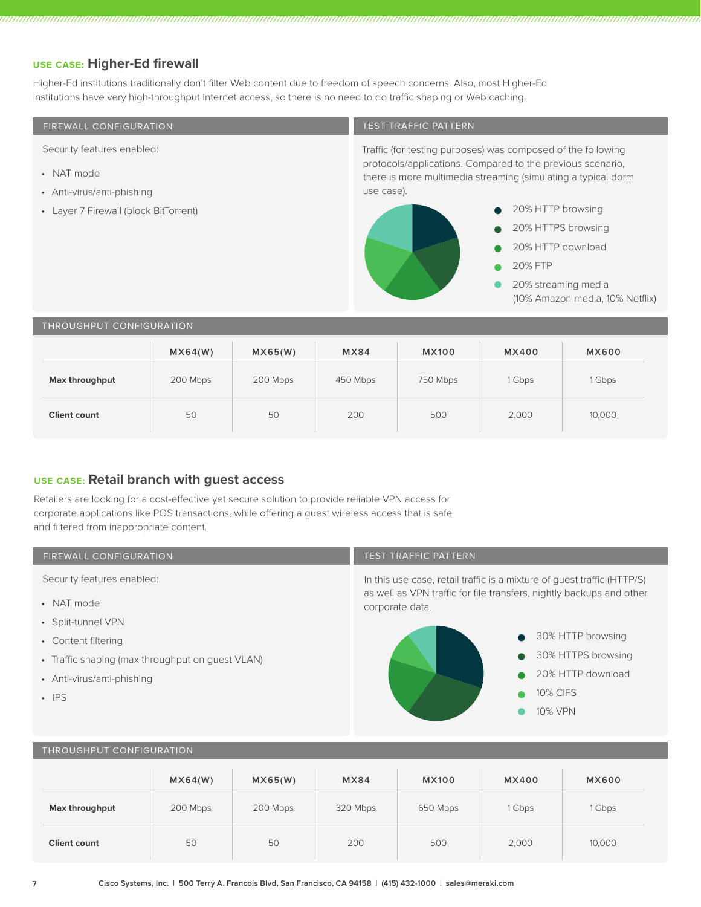## USE CASE: Higher-Ed firewall

Higher-Ed institutions traditionally don't filter Web content due to freedom of speech concerns. Also, most Higher-Ed institutions have very high-throughput Internet access, so there is no need to do traffic shaping or Web caching.

### FIREWALL CONFIGURATION

Security features enabled:

- NAT mode
- Anti-virus/anti-phishing
- Layer 7 Firewall (block BitTorrent)

### TEST TRAFFIC PATTERN

Traffic (for testing purposes) was composed of the following protocols/applications. Compared to the previous scenario, there is more multimedia streaming (simulating a typical dorm use case).

- 20% HTTP browsing
- 20% HTTPS browsing
- 20% HTTP download
- 20% FTP
- 20% streaming media (10% Amazon media, 10% Netflix)

### THROUGHPUT CONFIGURATION

| | MX64(W) | MX65(W) | MX84 | MX100 | MX400 | MX600 |
|---|---|---|---|---|---|---|
| **Max throughput** | 200 Mbps | 200 Mbps | 450 Mbps | 750 Mbps | 1 Gbps | 1 Gbps |
| **Client count** | 50 | 50 | 200 | 500 | 2,000 | 10,000 |

## USE CASE: Retail branch with guest access

Retailers are looking for a cost-effective yet secure solution to provide reliable VPN access for corporate applications like POS transactions, while offering a guest wireless access that is safe and filtered from inappropriate content.

### FIREWALL CONFIGURATION

Security features enabled:

- NAT mode
- Split-tunnel VPN
- Content filtering
- Traffic shaping (max throughput on guest VLAN)
- Anti-virus/anti-phishing
- IPS

### TEST TRAFFIC PATTERN

In this use case, retail traffic is a mixture of guest traffic (HTTP/S) as well as VPN traffic for file transfers, nightly backups and other corporate data.

- 30% HTTP browsing
- 30% HTTPS browsing
- 20% HTTP download
- 10% CIFS
- 10% VPN

### THROUGHPUT CONFIGURATION

| | MX64(W) | MX65(W) | MX84 | MX100 | MX400 | MX600 |
|---|---|---|---|---|---|---|
| **Max throughput** | 200 Mbps | 200 Mbps | 320 Mbps | 650 Mbps | 1 Gbps | 1 Gbps |
| **Client count** | 50 | 50 | 200 | 500 | 2,000 | 10,000 |

Cisco Systems, Inc. | 500 Terry A. Francois Blvd, San Francisco, CA 94158 | (415) 432-1000 | sales@meraki.com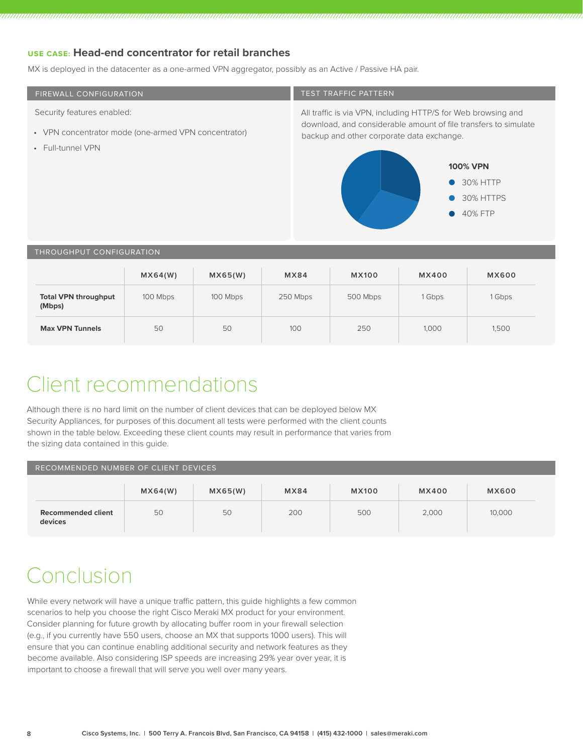## USE CASE: Head-end concentrator for retail branches

MX is deployed in the datacenter as a one-armed VPN aggregator, possibly as an Active / Passive HA pair.

### FIREWALL CONFIGURATION

Security features enabled:

- VPN concentrator mode (one-armed VPN concentrator)
- Full-tunnel VPN

### TEST TRAFFIC PATTERN

All traffic is via VPN, including HTTP/S for Web browsing and download, and considerable amount of file transfers to simulate backup and other corporate data exchange.

**100% VPN**

30% HTTP

30% HTTPS

40% FTP

### THROUGHPUT CONFIGURATION

| | MX64(W) | MX65(W) | MX84 | MX100 | MX400 | MX600 |
|---|---|---|---|---|---|---|
| **Total VPN throughput (Mbps)** | 100 Mbps | 100 Mbps | 250 Mbps | 500 Mbps | 1 Gbps | 1 Gbps |
| **Max VPN Tunnels** | 50 | 50 | 100 | 250 | 1,000 | 1,500 |

# Client recommendations

Although there is no hard limit on the number of client devices that can be deployed below MX Security Appliances, for purposes of this document all tests were performed with the client counts shown in the table below. Exceeding these client counts may result in performance that varies from the sizing data contained in this guide.

### RECOMMENDED NUMBER OF CLIENT DEVICES

| | MX64(W) | MX65(W) | MX84 | MX100 | MX400 | MX600 |
|---|---|---|---|---|---|---|
| **Recommended client devices** | 50 | 50 | 200 | 500 | 2,000 | 10,000 |

# Conclusion

While every network will have a unique traffic pattern, this guide highlights a few common scenarios to help you choose the right Cisco Meraki MX product for your environment. Consider planning for future growth by allocating buffer room in your firewall selection (e.g., if you currently have 550 users, choose an MX that supports 1000 users). This will ensure that you can continue enabling additional security and network features as they become available. Also considering ISP speeds are increasing 29% year over year, it is important to choose a firewall that will serve you well over many years.